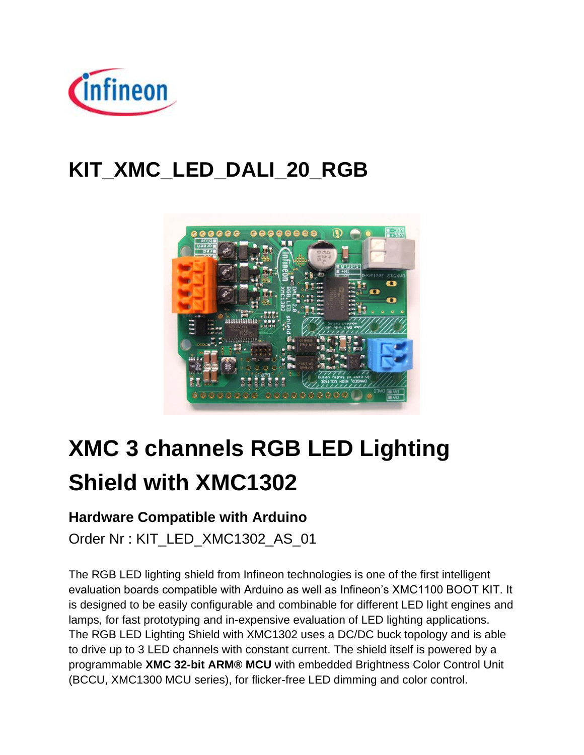# KIT_XMC_LED_DALI_20_RGB

# XMC 3 channels RGB LED Lighting Shield with XMC1302

### Hardware Compatible with Arduino

Order Nr : KIT_LED_XMC1302_AS_01

The RGB LED lighting shield from Infineon technologies is one of the first intelligent evaluation boards compatible with Arduino as well as Infineon's XMC1100 BOOT KIT. It is designed to be easily configurable and combinable for different LED light engines and lamps, for fast prototyping and in-expensive evaluation of LED lighting applications. The RGB LED Lighting Shield with XMC1302 uses a DC/DC buck topology and is able to drive up to 3 LED channels with constant current. The shield itself is powered by a programmable **XMC 32-bit ARM® MCU** with embedded Brightness Color Control Unit (BCCU, XMC1300 MCU series), for flicker-free LED dimming and color control.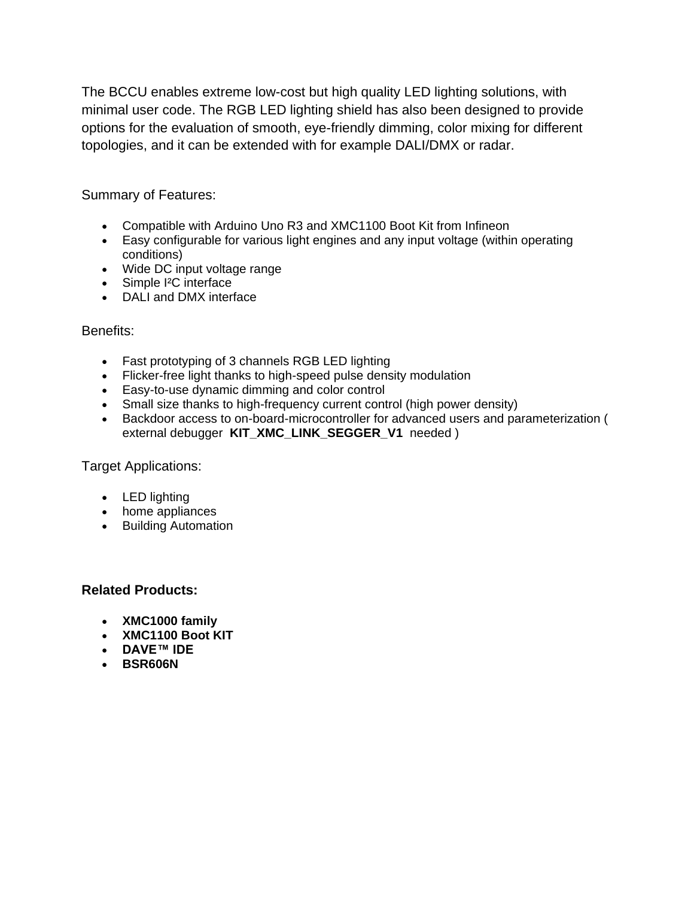The BCCU enables extreme low-cost but high quality LED lighting solutions, with minimal user code. The RGB LED lighting shield has also been designed to provide options for the evaluation of smooth, eye-friendly dimming, color mixing for different topologies, and it can be extended with for example DALI/DMX or radar.

Summary of Features:

- Compatible with Arduino Uno R3 and XMC1100 Boot Kit from Infineon
- Easy configurable for various light engines and any input voltage (within operating conditions)
- Wide DC input voltage range
- Simple I²C interface
- DALI and DMX interface

Benefits:

- Fast prototyping of 3 channels RGB LED lighting
- Flicker-free light thanks to high-speed pulse density modulation
- Easy-to-use dynamic dimming and color control
- Small size thanks to high-frequency current control (high power density)
- Backdoor access to on-board-microcontroller for advanced users and parameterization ( external debugger **KIT_XMC_LINK_SEGGER_V1** needed )

Target Applications:

- LED lighting
- home appliances
- Building Automation

**Related Products:**

- **XMC1000 family**
- **XMC1100 Boot KIT**
- **DAVE™ IDE**
- **BSR606N**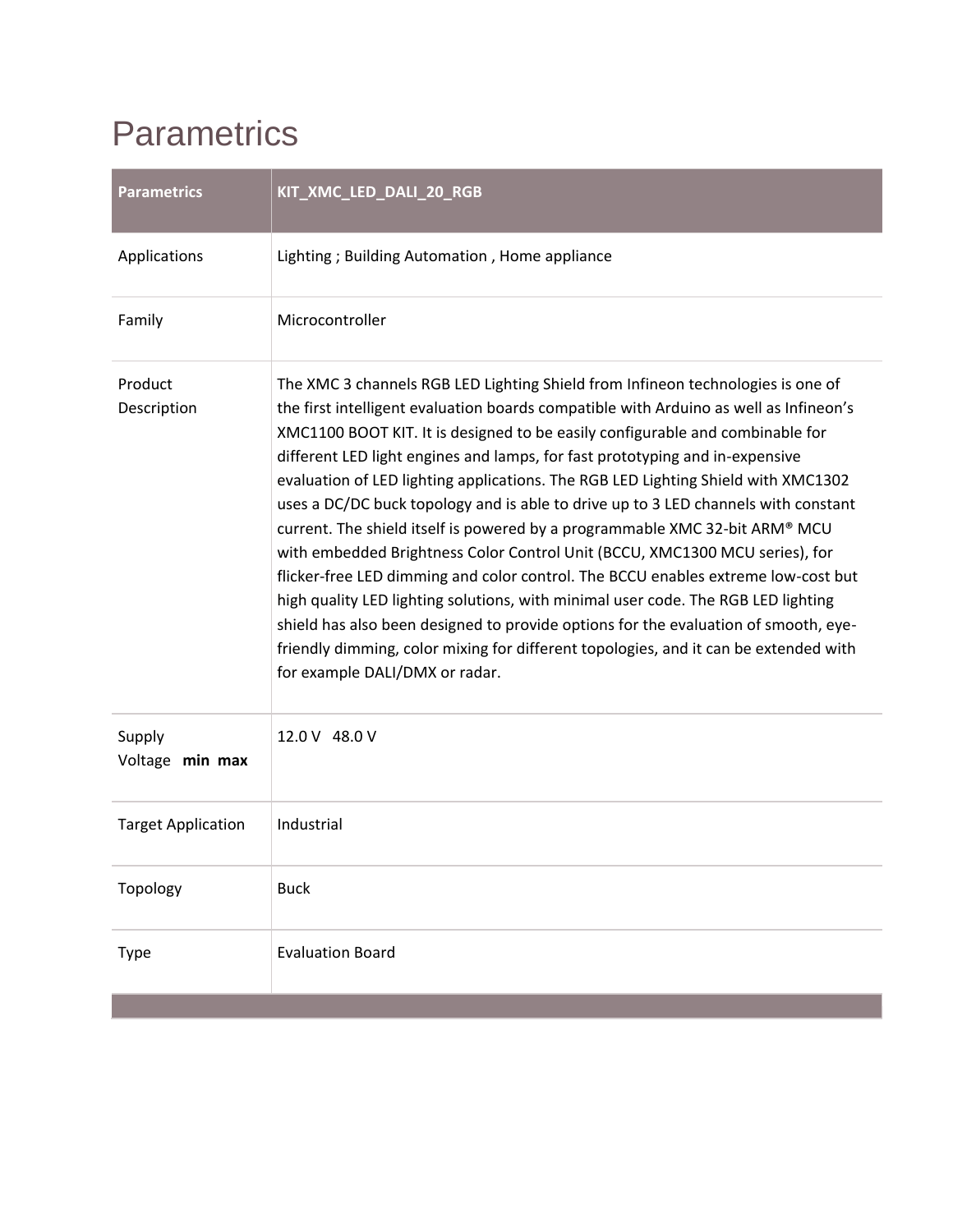# Parametrics

| Parametrics | KIT_XMC_LED_DALI_20_RGB |
| --- | --- |
| Applications | Lighting ; Building Automation , Home appliance |
| Family | Microcontroller |
| Product Description | The XMC 3 channels RGB LED Lighting Shield from Infineon technologies is one of the first intelligent evaluation boards compatible with Arduino as well as Infineon's XMC1100 BOOT KIT. It is designed to be easily configurable and combinable for different LED light engines and lamps, for fast prototyping and in-expensive evaluation of LED lighting applications. The RGB LED Lighting Shield with XMC1302 uses a DC/DC buck topology and is able to drive up to 3 LED channels with constant current. The shield itself is powered by a programmable XMC 32-bit ARM® MCU with embedded Brightness Color Control Unit (BCCU, XMC1300 MCU series), for flicker-free LED dimming and color control. The BCCU enables extreme low-cost but high quality LED lighting solutions, with minimal user code. The RGB LED lighting shield has also been designed to provide options for the evaluation of smooth, eye-friendly dimming, color mixing for different topologies, and it can be extended with for example DALI/DMX or radar. |
| Supply Voltage **min max** | 12.0 V 48.0 V |
| Target Application | Industrial |
| Topology | Buck |
| Type | Evaluation Board |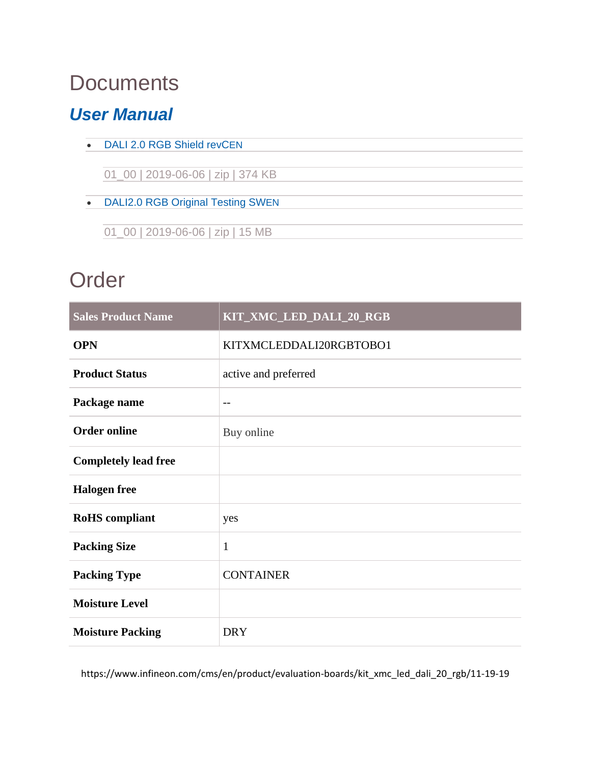# Documents

## *User Manual*

- DALI 2.0 RGB Shield revCEN

  01_00 | 2019-06-06 | zip | 374 KB

- DALI2.0 RGB Original Testing SWEN

  01_00 | 2019-06-06 | zip | 15 MB

# Order

| Sales Product Name | KIT_XMC_LED_DALI_20_RGB |
| --- | --- |
| **OPN** | KITXMCLEDDALI20RGBTOBO1 |
| **Product Status** | active and preferred |
| **Package name** | -- |
| **Order online** | Buy online |
| **Completely lead free** | |
| **Halogen free** | |
| **RoHS compliant** | yes |
| **Packing Size** | 1 |
| **Packing Type** | CONTAINER |
| **Moisture Level** | |
| **Moisture Packing** | DRY |

https://www.infineon.com/cms/en/product/evaluation-boards/kit_xmc_led_dali_20_rgb/11-19-19